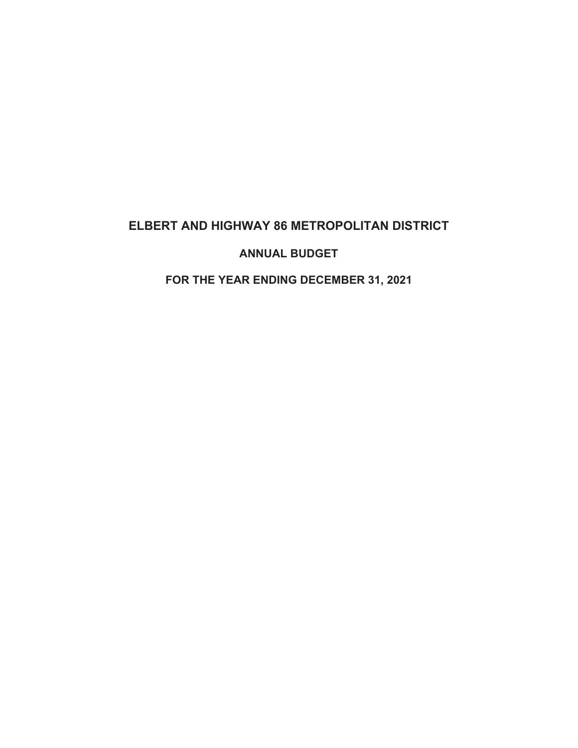# ELBERT AND HIGHWAY 86 METROPOLITAN DISTRICT

## ANNUAL BUDGET

## FOR THE YEAR ENDING DECEMBER 31, 2021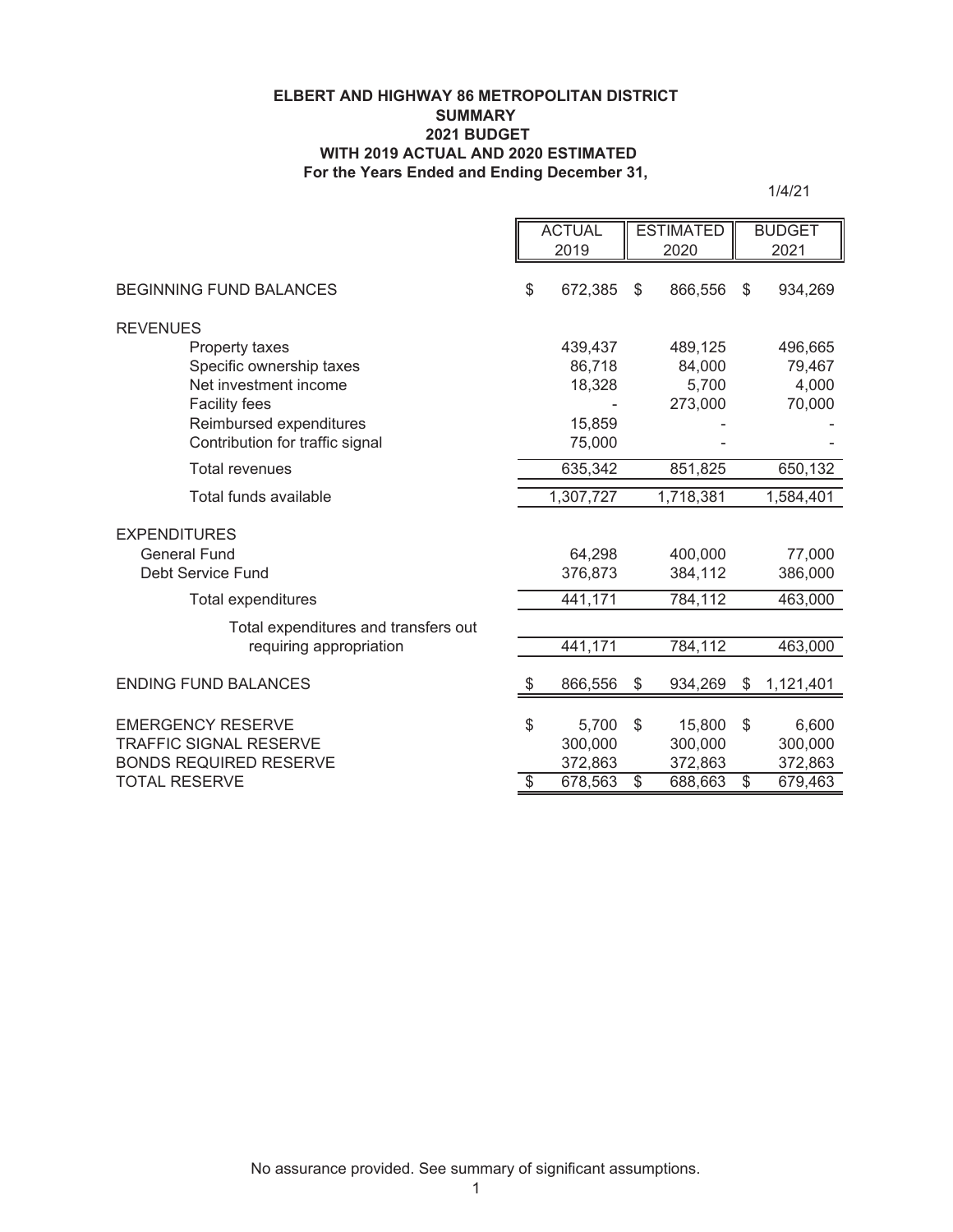**ELBERT AND HIGHWAY 86 METROPOLITAN DISTRICT**
**SUMMARY**
**2021 BUDGET**
**WITH 2019 ACTUAL AND 2020 ESTIMATED**
**For the Years Ended and Ending December 31,**

1/4/21

| | ACTUAL 2019 | ESTIMATED 2020 | BUDGET 2021 |
|---|---|---|---|
| BEGINNING FUND BALANCES | $ 672,385 | $ 866,556 | $ 934,269 |
| REVENUES | | | |
| Property taxes | 439,437 | 489,125 | 496,665 |
| Specific ownership taxes | 86,718 | 84,000 | 79,467 |
| Net investment income | 18,328 | 5,700 | 4,000 |
| Facility fees | - | 273,000 | 70,000 |
| Reimbursed expenditures | 15,859 | - | - |
| Contribution for traffic signal | 75,000 | - | - |
| Total revenues | 635,342 | 851,825 | 650,132 |
| Total funds available | 1,307,727 | 1,718,381 | 1,584,401 |
| EXPENDITURES | | | |
| General Fund | 64,298 | 400,000 | 77,000 |
| Debt Service Fund | 376,873 | 384,112 | 386,000 |
| Total expenditures | 441,171 | 784,112 | 463,000 |
| Total expenditures and transfers out requiring appropriation | 441,171 | 784,112 | 463,000 |
| ENDING FUND BALANCES | $ 866,556 | $ 934,269 | $ 1,121,401 |
| EMERGENCY RESERVE | $ 5,700 | $ 15,800 | $ 6,600 |
| TRAFFIC SIGNAL RESERVE | 300,000 | 300,000 | 300,000 |
| BONDS REQUIRED RESERVE | 372,863 | 372,863 | 372,863 |
| TOTAL RESERVE | $ 678,563 | $ 688,663 | $ 679,463 |

No assurance provided. See summary of significant assumptions.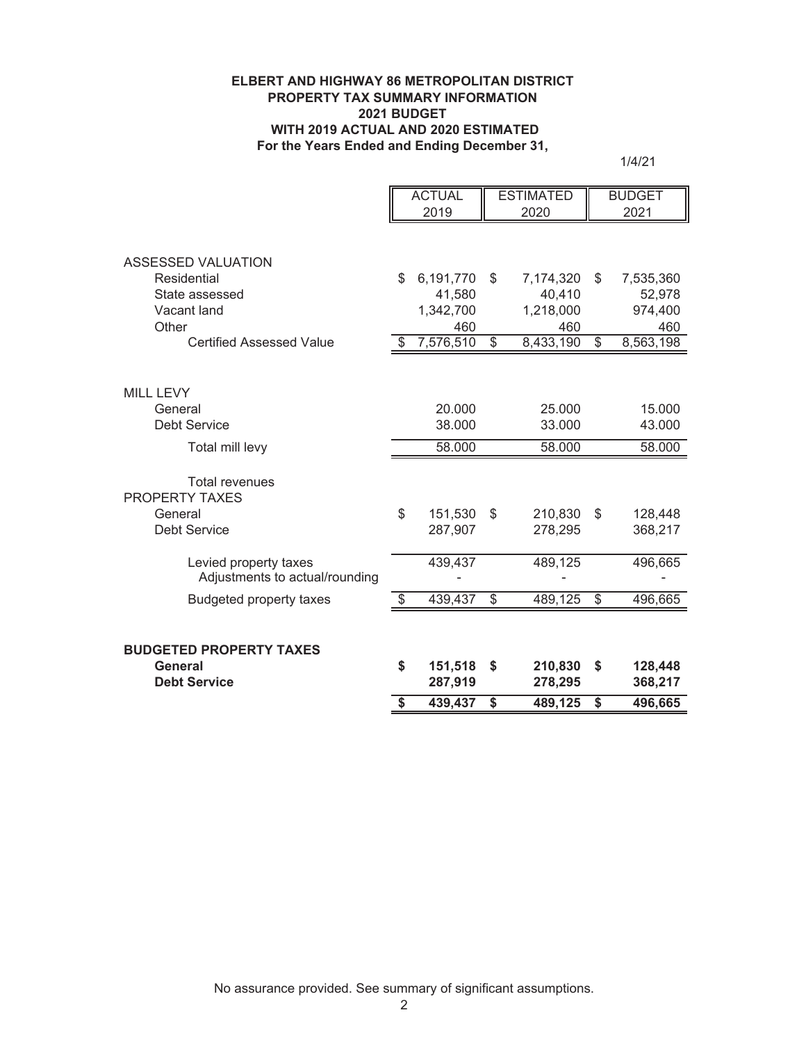**ELBERT AND HIGHWAY 86 METROPOLITAN DISTRICT**
**PROPERTY TAX SUMMARY INFORMATION**
**2021 BUDGET**
**WITH 2019 ACTUAL AND 2020 ESTIMATED**
**For the Years Ended and Ending December 31,**

1/4/21

| | ACTUAL 2019 | ESTIMATED 2020 | BUDGET 2021 |
|---|---|---|---|
| ASSESSED VALUATION | | | |
| Residential | $ 6,191,770 | $ 7,174,320 | $ 7,535,360 |
| State assessed | 41,580 | 40,410 | 52,978 |
| Vacant land | 1,342,700 | 1,218,000 | 974,400 |
| Other | 460 | 460 | 460 |
| Certified Assessed Value | $ 7,576,510 | $ 8,433,190 | $ 8,563,198 |
| | | | |
| MILL LEVY | | | |
| General | 20.000 | 25.000 | 15.000 |
| Debt Service | 38.000 | 33.000 | 43.000 |
| Total mill levy | 58.000 | 58.000 | 58.000 |
| | | | |
| Total revenues | | | |
| PROPERTY TAXES | | | |
| General | $ 151,530 | $ 210,830 | $ 128,448 |
| Debt Service | 287,907 | 278,295 | 368,217 |
| Levied property taxes | 439,437 | 489,125 | 496,665 |
| Adjustments to actual/rounding | - | - | - |
| Budgeted property taxes | $ 439,437 | $ 489,125 | $ 496,665 |
| | | | |
| **BUDGETED PROPERTY TAXES** | | | |
| **General** | **$ 151,518** | **$ 210,830** | **$ 128,448** |
| **Debt Service** | **287,919** | **278,295** | **368,217** |
| | **$ 439,437** | **$ 489,125** | **$ 496,665** |

No assurance provided. See summary of significant assumptions.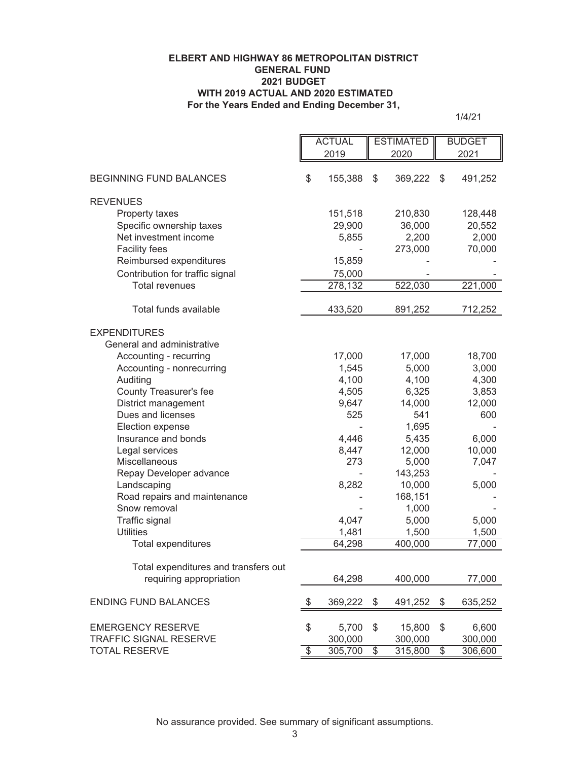**ELBERT AND HIGHWAY 86 METROPOLITAN DISTRICT**
**GENERAL FUND**
**2021 BUDGET**
**WITH 2019 ACTUAL AND 2020 ESTIMATED**
**For the Years Ended and Ending December 31,**

1/4/21

| | ACTUAL 2019 | ESTIMATED 2020 | BUDGET 2021 |
|---|---|---|---|
| BEGINNING FUND BALANCES | $ 155,388 | $ 369,222 | $ 491,252 |
| REVENUES | | | |
| Property taxes | 151,518 | 210,830 | 128,448 |
| Specific ownership taxes | 29,900 | 36,000 | 20,552 |
| Net investment income | 5,855 | 2,200 | 2,000 |
| Facility fees | - | 273,000 | 70,000 |
| Reimbursed expenditures | 15,859 | - | - |
| Contribution for traffic signal | 75,000 | - | - |
| Total revenues | 278,132 | 522,030 | 221,000 |
| Total funds available | 433,520 | 891,252 | 712,252 |
| EXPENDITURES | | | |
| General and administrative | | | |
| Accounting - recurring | 17,000 | 17,000 | 18,700 |
| Accounting - nonrecurring | 1,545 | 5,000 | 3,000 |
| Auditing | 4,100 | 4,100 | 4,300 |
| County Treasurer's fee | 4,505 | 6,325 | 3,853 |
| District management | 9,647 | 14,000 | 12,000 |
| Dues and licenses | 525 | 541 | 600 |
| Election expense | - | 1,695 | - |
| Insurance and bonds | 4,446 | 5,435 | 6,000 |
| Legal services | 8,447 | 12,000 | 10,000 |
| Miscellaneous | 273 | 5,000 | 7,047 |
| Repay Developer advance | - | 143,253 | - |
| Landscaping | 8,282 | 10,000 | 5,000 |
| Road repairs and maintenance | - | 168,151 | - |
| Snow removal | - | 1,000 | - |
| Traffic signal | 4,047 | 5,000 | 5,000 |
| Utilities | 1,481 | 1,500 | 1,500 |
| Total expenditures | 64,298 | 400,000 | 77,000 |
| Total expenditures and transfers out requiring appropriation | 64,298 | 400,000 | 77,000 |
| ENDING FUND BALANCES | $ 369,222 | $ 491,252 | $ 635,252 |
| EMERGENCY RESERVE | $ 5,700 | $ 15,800 | $ 6,600 |
| TRAFFIC SIGNAL RESERVE | 300,000 | 300,000 | 300,000 |
| TOTAL RESERVE | $ 305,700 | $ 315,800 | $ 306,600 |

No assurance provided. See summary of significant assumptions.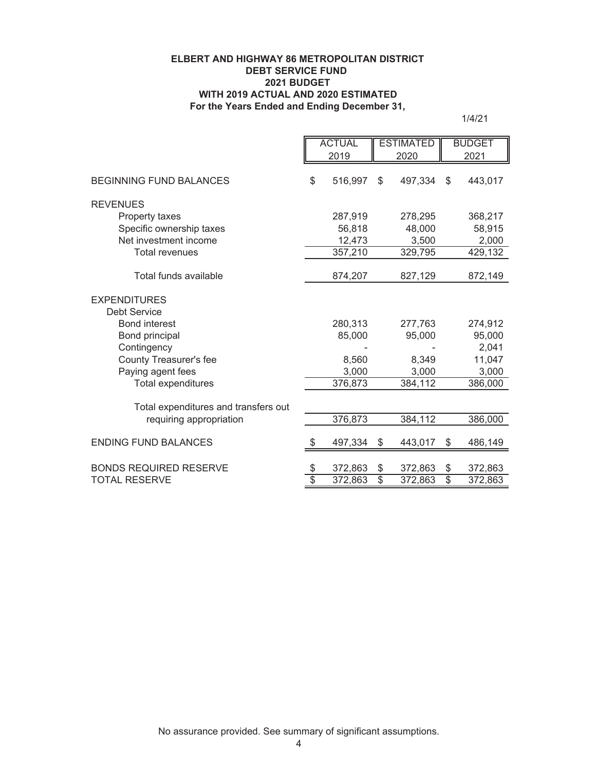**ELBERT AND HIGHWAY 86 METROPOLITAN DISTRICT**
**DEBT SERVICE FUND**
**2021 BUDGET**
**WITH 2019 ACTUAL AND 2020 ESTIMATED**
**For the Years Ended and Ending December 31,**

1/4/21

| | ACTUAL 2019 | ESTIMATED 2020 | BUDGET 2021 |
|---|---|---|---|
| BEGINNING FUND BALANCES | $ 516,997 | $ 497,334 | $ 443,017 |
| REVENUES | | | |
| Property taxes | 287,919 | 278,295 | 368,217 |
| Specific ownership taxes | 56,818 | 48,000 | 58,915 |
| Net investment income | 12,473 | 3,500 | 2,000 |
| Total revenues | 357,210 | 329,795 | 429,132 |
| Total funds available | 874,207 | 827,129 | 872,149 |
| EXPENDITURES | | | |
| Debt Service | | | |
| Bond interest | 280,313 | 277,763 | 274,912 |
| Bond principal | 85,000 | 95,000 | 95,000 |
| Contingency | - | - | 2,041 |
| County Treasurer's fee | 8,560 | 8,349 | 11,047 |
| Paying agent fees | 3,000 | 3,000 | 3,000 |
| Total expenditures | 376,873 | 384,112 | 386,000 |
| Total expenditures and transfers out requiring appropriation | 376,873 | 384,112 | 386,000 |
| ENDING FUND BALANCES | $ 497,334 | $ 443,017 | $ 486,149 |
| BONDS REQUIRED RESERVE | $ 372,863 | $ 372,863 | $ 372,863 |
| TOTAL RESERVE | $ 372,863 | $ 372,863 | $ 372,863 |

No assurance provided. See summary of significant assumptions.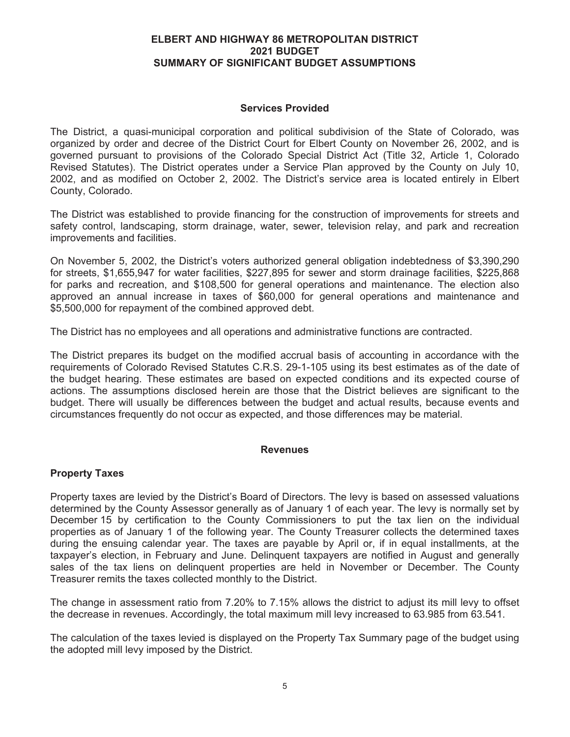# ELBERT AND HIGHWAY 86 METROPOLITAN DISTRICT
## 2021 BUDGET
## SUMMARY OF SIGNIFICANT BUDGET ASSUMPTIONS

### Services Provided

The District, a quasi-municipal corporation and political subdivision of the State of Colorado, was organized by order and decree of the District Court for Elbert County on November 26, 2002, and is governed pursuant to provisions of the Colorado Special District Act (Title 32, Article 1, Colorado Revised Statutes). The District operates under a Service Plan approved by the County on July 10, 2002, and as modified on October 2, 2002. The District's service area is located entirely in Elbert County, Colorado.

The District was established to provide financing for the construction of improvements for streets and safety control, landscaping, storm drainage, water, sewer, television relay, and park and recreation improvements and facilities.

On November 5, 2002, the District's voters authorized general obligation indebtedness of $3,390,290 for streets, $1,655,947 for water facilities, $227,895 for sewer and storm drainage facilities, $225,868 for parks and recreation, and $108,500 for general operations and maintenance. The election also approved an annual increase in taxes of $60,000 for general operations and maintenance and $5,500,000 for repayment of the combined approved debt.

The District has no employees and all operations and administrative functions are contracted.

The District prepares its budget on the modified accrual basis of accounting in accordance with the requirements of Colorado Revised Statutes C.R.S. 29-1-105 using its best estimates as of the date of the budget hearing. These estimates are based on expected conditions and its expected course of actions. The assumptions disclosed herein are those that the District believes are significant to the budget. There will usually be differences between the budget and actual results, because events and circumstances frequently do not occur as expected, and those differences may be material.

### Revenues

#### Property Taxes

Property taxes are levied by the District's Board of Directors. The levy is based on assessed valuations determined by the County Assessor generally as of January 1 of each year. The levy is normally set by December 15 by certification to the County Commissioners to put the tax lien on the individual properties as of January 1 of the following year. The County Treasurer collects the determined taxes during the ensuing calendar year. The taxes are payable by April or, if in equal installments, at the taxpayer's election, in February and June. Delinquent taxpayers are notified in August and generally sales of the tax liens on delinquent properties are held in November or December. The County Treasurer remits the taxes collected monthly to the District.

The change in assessment ratio from 7.20% to 7.15% allows the district to adjust its mill levy to offset the decrease in revenues. Accordingly, the total maximum mill levy increased to 63.985 from 63.541.

The calculation of the taxes levied is displayed on the Property Tax Summary page of the budget using the adopted mill levy imposed by the District.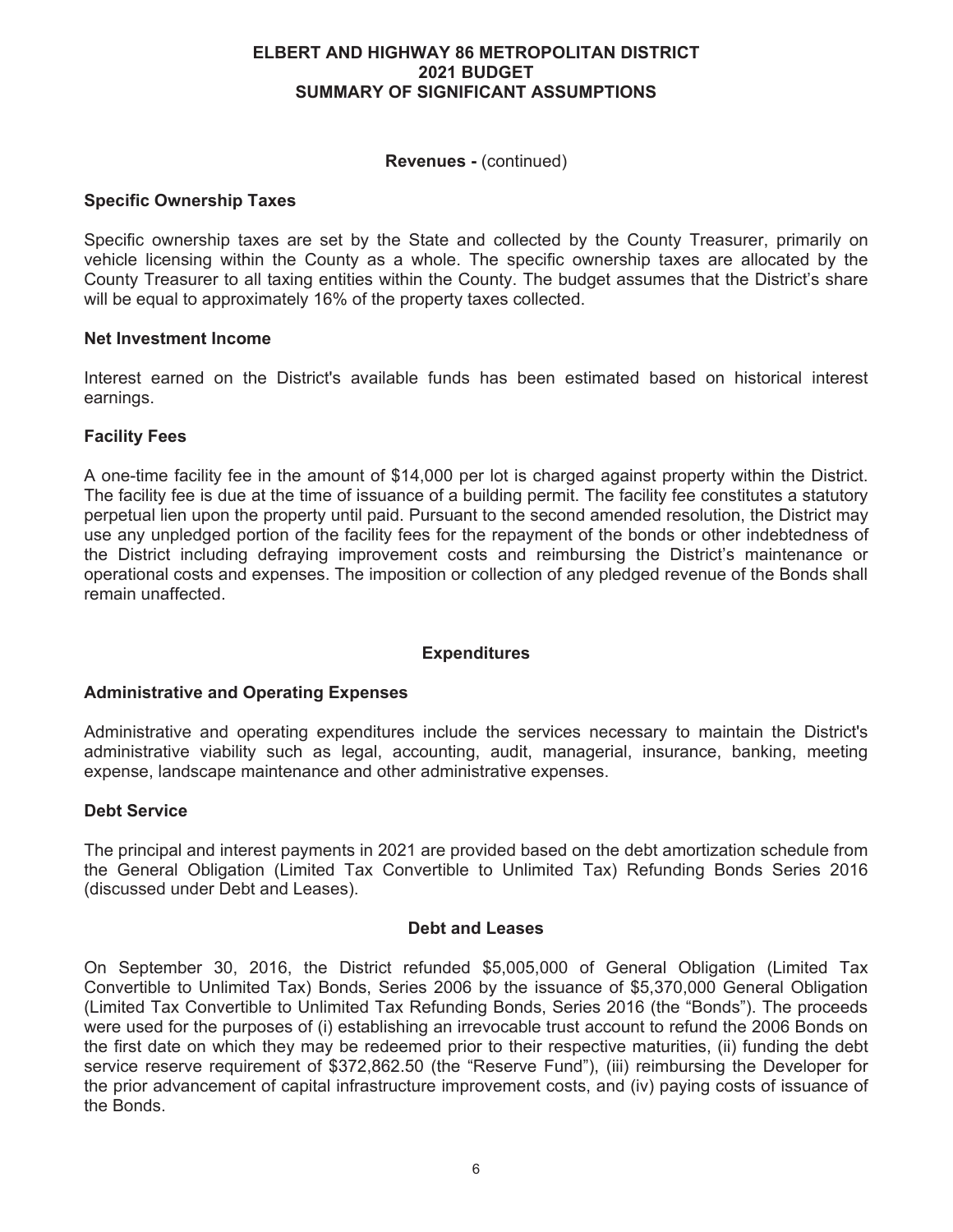**Revenues -** (continued)

### Specific Ownership Taxes

Specific ownership taxes are set by the State and collected by the County Treasurer, primarily on vehicle licensing within the County as a whole. The specific ownership taxes are allocated by the County Treasurer to all taxing entities within the County. The budget assumes that the District's share will be equal to approximately 16% of the property taxes collected.

### Net Investment Income

Interest earned on the District's available funds has been estimated based on historical interest earnings.

### Facility Fees

A one-time facility fee in the amount of $14,000 per lot is charged against property within the District. The facility fee is due at the time of issuance of a building permit. The facility fee constitutes a statutory perpetual lien upon the property until paid. Pursuant to the second amended resolution, the District may use any unpledged portion of the facility fees for the repayment of the bonds or other indebtedness of the District including defraying improvement costs and reimbursing the District's maintenance or operational costs and expenses. The imposition or collection of any pledged revenue of the Bonds shall remain unaffected.

## Expenditures

### Administrative and Operating Expenses

Administrative and operating expenditures include the services necessary to maintain the District's administrative viability such as legal, accounting, audit, managerial, insurance, banking, meeting expense, landscape maintenance and other administrative expenses.

### Debt Service

The principal and interest payments in 2021 are provided based on the debt amortization schedule from the General Obligation (Limited Tax Convertible to Unlimited Tax) Refunding Bonds Series 2016 (discussed under Debt and Leases).

## Debt and Leases

On September 30, 2016, the District refunded $5,005,000 of General Obligation (Limited Tax Convertible to Unlimited Tax) Bonds, Series 2006 by the issuance of $5,370,000 General Obligation (Limited Tax Convertible to Unlimited Tax Refunding Bonds, Series 2016 (the "Bonds"). The proceeds were used for the purposes of (i) establishing an irrevocable trust account to refund the 2006 Bonds on the first date on which they may be redeemed prior to their respective maturities, (ii) funding the debt service reserve requirement of $372,862.50 (the "Reserve Fund"), (iii) reimbursing the Developer for the prior advancement of capital infrastructure improvement costs, and (iv) paying costs of issuance of the Bonds.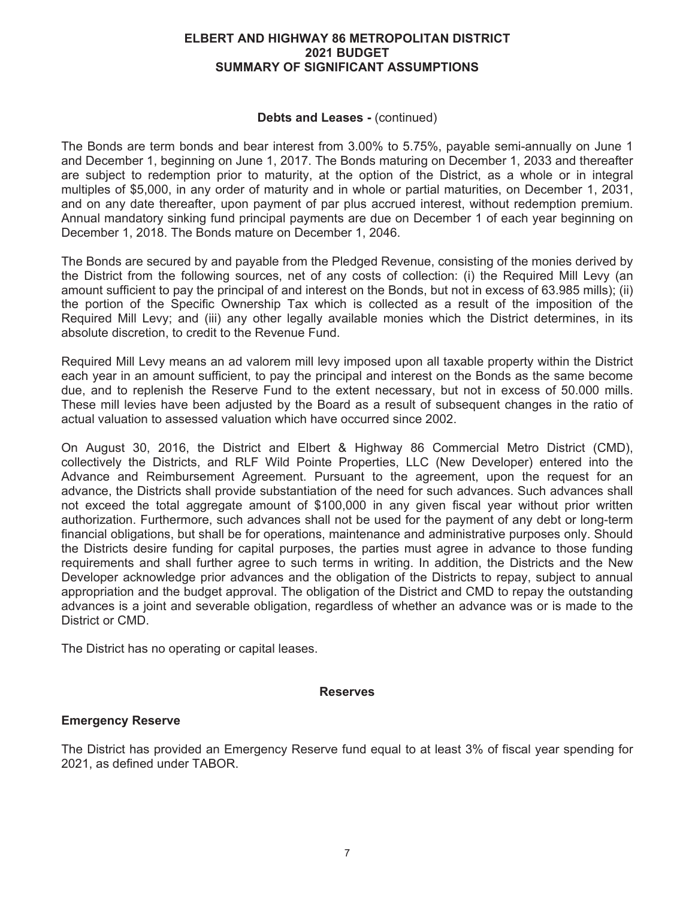# ELBERT AND HIGHWAY 86 METROPOLITAN DISTRICT
## 2021 BUDGET
## SUMMARY OF SIGNIFICANT ASSUMPTIONS

### Debts and Leases - (continued)

The Bonds are term bonds and bear interest from 3.00% to 5.75%, payable semi-annually on June 1 and December 1, beginning on June 1, 2017. The Bonds maturing on December 1, 2033 and thereafter are subject to redemption prior to maturity, at the option of the District, as a whole or in integral multiples of $5,000, in any order of maturity and in whole or partial maturities, on December 1, 2031, and on any date thereafter, upon payment of par plus accrued interest, without redemption premium. Annual mandatory sinking fund principal payments are due on December 1 of each year beginning on December 1, 2018. The Bonds mature on December 1, 2046.

The Bonds are secured by and payable from the Pledged Revenue, consisting of the monies derived by the District from the following sources, net of any costs of collection: (i) the Required Mill Levy (an amount sufficient to pay the principal of and interest on the Bonds, but not in excess of 63.985 mills); (ii) the portion of the Specific Ownership Tax which is collected as a result of the imposition of the Required Mill Levy; and (iii) any other legally available monies which the District determines, in its absolute discretion, to credit to the Revenue Fund.

Required Mill Levy means an ad valorem mill levy imposed upon all taxable property within the District each year in an amount sufficient, to pay the principal and interest on the Bonds as the same become due, and to replenish the Reserve Fund to the extent necessary, but not in excess of 50.000 mills. These mill levies have been adjusted by the Board as a result of subsequent changes in the ratio of actual valuation to assessed valuation which have occurred since 2002.

On August 30, 2016, the District and Elbert & Highway 86 Commercial Metro District (CMD), collectively the Districts, and RLF Wild Pointe Properties, LLC (New Developer) entered into the Advance and Reimbursement Agreement. Pursuant to the agreement, upon the request for an advance, the Districts shall provide substantiation of the need for such advances. Such advances shall not exceed the total aggregate amount of $100,000 in any given fiscal year without prior written authorization. Furthermore, such advances shall not be used for the payment of any debt or long-term financial obligations, but shall be for operations, maintenance and administrative purposes only. Should the Districts desire funding for capital purposes, the parties must agree in advance to those funding requirements and shall further agree to such terms in writing. In addition, the Districts and the New Developer acknowledge prior advances and the obligation of the Districts to repay, subject to annual appropriation and the budget approval. The obligation of the District and CMD to repay the outstanding advances is a joint and severable obligation, regardless of whether an advance was or is made to the District or CMD.

The District has no operating or capital leases.

### Reserves

#### Emergency Reserve

The District has provided an Emergency Reserve fund equal to at least 3% of fiscal year spending for 2021, as defined under TABOR.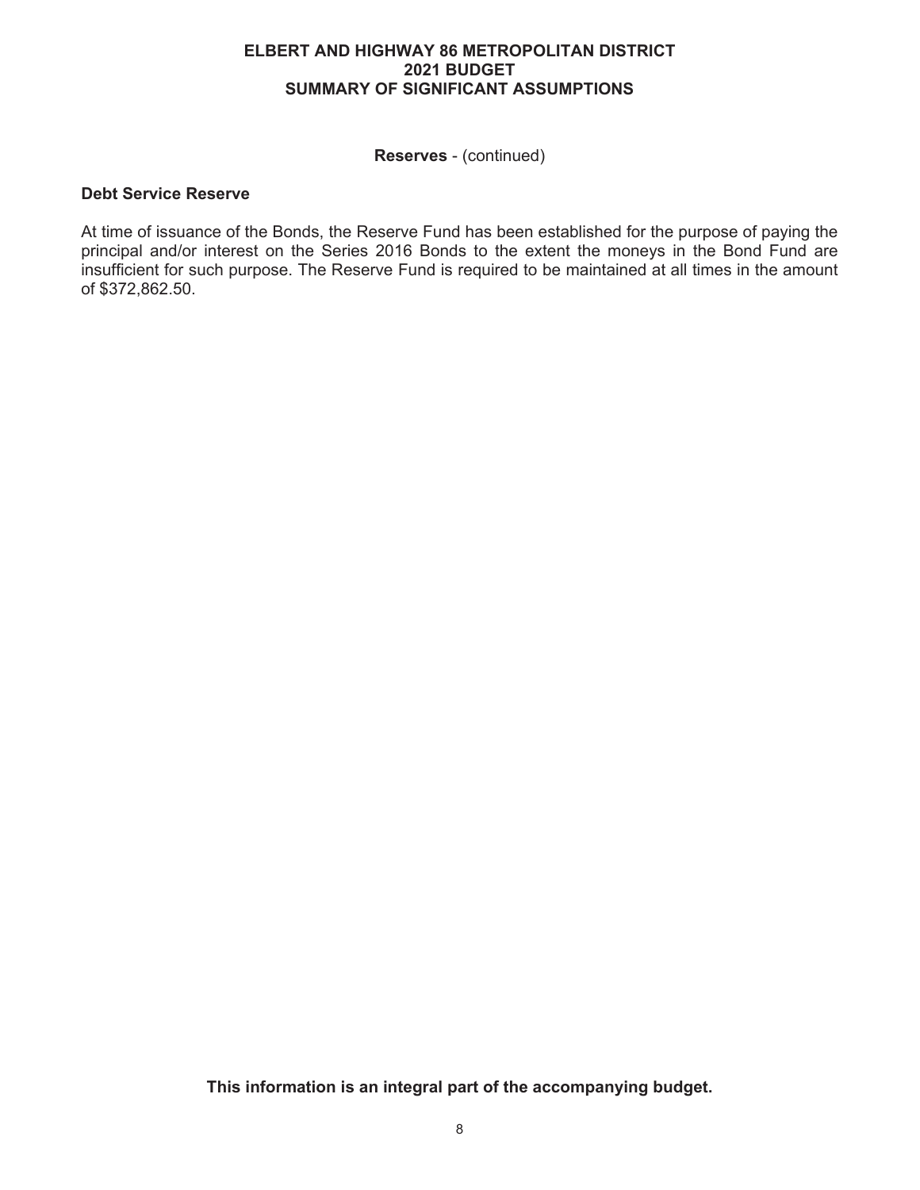**Reserves** - (continued)

**Debt Service Reserve**

At time of issuance of the Bonds, the Reserve Fund has been established for the purpose of paying the principal and/or interest on the Series 2016 Bonds to the extent the moneys in the Bond Fund are insufficient for such purpose. The Reserve Fund is required to be maintained at all times in the amount of $372,862.50.

**This information is an integral part of the accompanying budget.**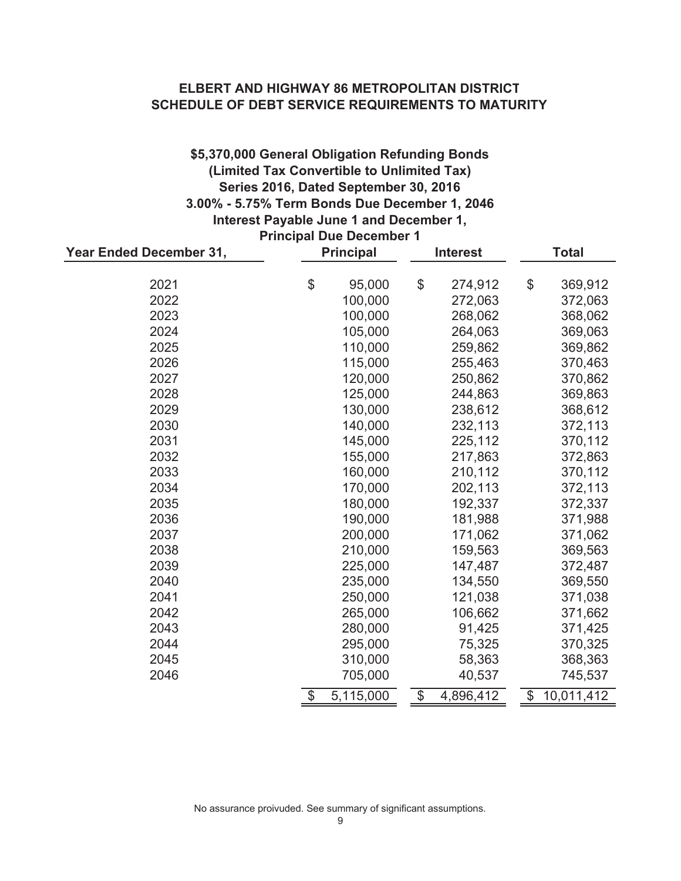# ELBERT AND HIGHWAY 86 METROPOLITAN DISTRICT
## SCHEDULE OF DEBT SERVICE REQUIREMENTS TO MATURITY

### $5,370,000 General Obligation Refunding Bonds (Limited Tax Convertible to Unlimited Tax) Series 2016, Dated September 30, 2016 3.00% - 5.75% Term Bonds Due December 1, 2046 Interest Payable June 1 and December 1, Principal Due December 1

| Year Ended December 31, | Principal | Interest | Total |
|---|---|---|---|
| 2021 | $ 95,000 | $ 274,912 | $ 369,912 |
| 2022 | 100,000 | 272,063 | 372,063 |
| 2023 | 100,000 | 268,062 | 368,062 |
| 2024 | 105,000 | 264,063 | 369,063 |
| 2025 | 110,000 | 259,862 | 369,862 |
| 2026 | 115,000 | 255,463 | 370,463 |
| 2027 | 120,000 | 250,862 | 370,862 |
| 2028 | 125,000 | 244,863 | 369,863 |
| 2029 | 130,000 | 238,612 | 368,612 |
| 2030 | 140,000 | 232,113 | 372,113 |
| 2031 | 145,000 | 225,112 | 370,112 |
| 2032 | 155,000 | 217,863 | 372,863 |
| 2033 | 160,000 | 210,112 | 370,112 |
| 2034 | 170,000 | 202,113 | 372,113 |
| 2035 | 180,000 | 192,337 | 372,337 |
| 2036 | 190,000 | 181,988 | 371,988 |
| 2037 | 200,000 | 171,062 | 371,062 |
| 2038 | 210,000 | 159,563 | 369,563 |
| 2039 | 225,000 | 147,487 | 372,487 |
| 2040 | 235,000 | 134,550 | 369,550 |
| 2041 | 250,000 | 121,038 | 371,038 |
| 2042 | 265,000 | 106,662 | 371,662 |
| 2043 | 280,000 | 91,425 | 371,425 |
| 2044 | 295,000 | 75,325 | 370,325 |
| 2045 | 310,000 | 58,363 | 368,363 |
| 2046 | 705,000 | 40,537 | 745,537 |
| | $ 5,115,000 | $ 4,896,412 | $ 10,011,412 |

No assurance proivuded. See summary of significant assumptions.